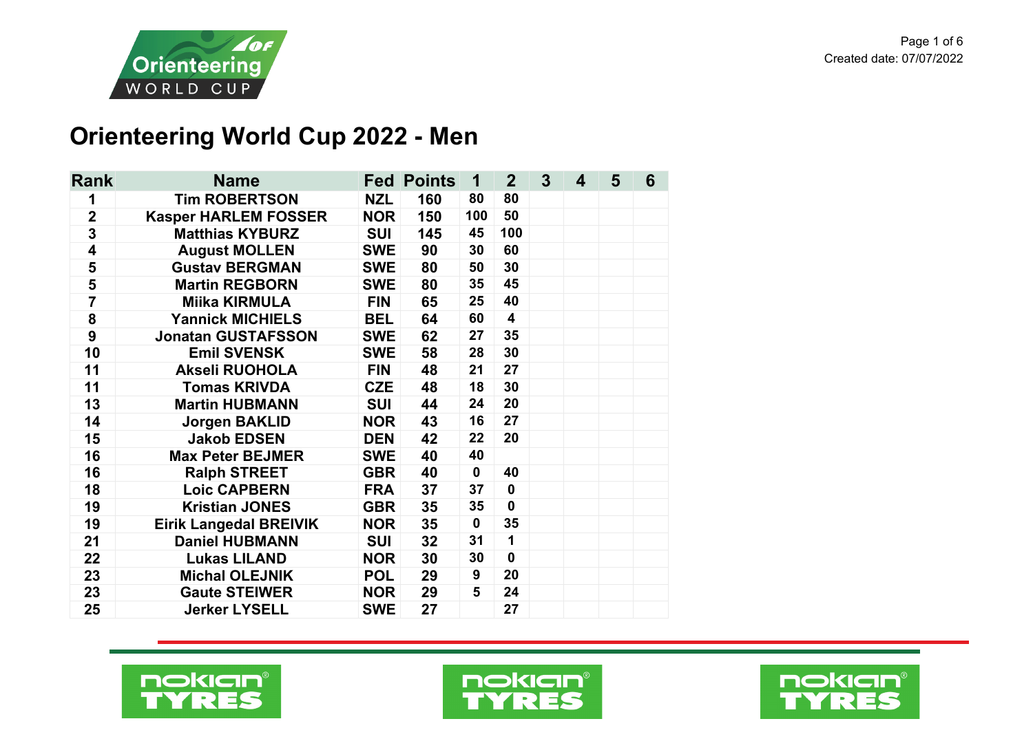# Orienteering World Cup 2022 - Men

| Rank | Name | Fed | Points | 1 | 2 | 3 | 4 | 5 | 6 |
|---|---|---|---|---|---|---|---|---|---|
| 1 | Tim ROBERTSON | NZL | 160 | 80 | 80 | | | | |
| 2 | Kasper HARLEM FOSSER | NOR | 150 | 100 | 50 | | | | |
| 3 | Matthias KYBURZ | SUI | 145 | 45 | 100 | | | | |
| 4 | August MOLLEN | SWE | 90 | 30 | 60 | | | | |
| 5 | Gustav BERGMAN | SWE | 80 | 50 | 30 | | | | |
| 5 | Martin REGBORN | SWE | 80 | 35 | 45 | | | | |
| 7 | Miika KIRMULA | FIN | 65 | 25 | 40 | | | | |
| 8 | Yannick MICHIELS | BEL | 64 | 60 | 4 | | | | |
| 9 | Jonatan GUSTAFSSON | SWE | 62 | 27 | 35 | | | | |
| 10 | Emil SVENSK | SWE | 58 | 28 | 30 | | | | |
| 11 | Akseli RUOHOLA | FIN | 48 | 21 | 27 | | | | |
| 11 | Tomas KRIVDA | CZE | 48 | 18 | 30 | | | | |
| 13 | Martin HUBMANN | SUI | 44 | 24 | 20 | | | | |
| 14 | Jorgen BAKLID | NOR | 43 | 16 | 27 | | | | |
| 15 | Jakob EDSEN | DEN | 42 | 22 | 20 | | | | |
| 16 | Max Peter BEJMER | SWE | 40 | 40 | | | | | |
| 16 | Ralph STREET | GBR | 40 | 0 | 40 | | | | |
| 18 | Loic CAPBERN | FRA | 37 | 37 | 0 | | | | |
| 19 | Kristian JONES | GBR | 35 | 35 | 0 | | | | |
| 19 | Eirik Langedal BREIVIK | NOR | 35 | 0 | 35 | | | | |
| 21 | Daniel HUBMANN | SUI | 32 | 31 | 1 | | | | |
| 22 | Lukas LILAND | NOR | 30 | 30 | 0 | | | | |
| 23 | Michal OLEJNIK | POL | 29 | 9 | 20 | | | | |
| 23 | Gaute STEIWER | NOR | 29 | 5 | 24 | | | | |
| 25 | Jerker LYSELL | SWE | 27 | | 27 | | | | |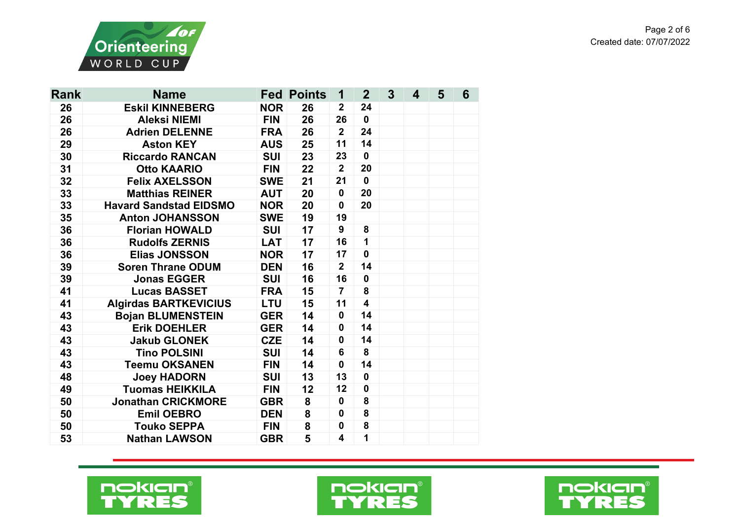| Rank | Name | Fed | Points | 1 | 2 | 3 | 4 | 5 | 6 |
|---|---|---|---|---|---|---|---|---|---|
| 26 | Eskil KINNEBERG | NOR | 26 | 2 | 24 | | | | |
| 26 | Aleksi NIEMI | FIN | 26 | 26 | 0 | | | | |
| 26 | Adrien DELENNE | FRA | 26 | 2 | 24 | | | | |
| 29 | Aston KEY | AUS | 25 | 11 | 14 | | | | |
| 30 | Riccardo RANCAN | SUI | 23 | 23 | 0 | | | | |
| 31 | Otto KAARIO | FIN | 22 | 2 | 20 | | | | |
| 32 | Felix AXELSSON | SWE | 21 | 21 | 0 | | | | |
| 33 | Matthias REINER | AUT | 20 | 0 | 20 | | | | |
| 33 | Havard Sandstad EIDSMO | NOR | 20 | 0 | 20 | | | | |
| 35 | Anton JOHANSSON | SWE | 19 | 19 | | | | | |
| 36 | Florian HOWALD | SUI | 17 | 9 | 8 | | | | |
| 36 | Rudolfs ZERNIS | LAT | 17 | 16 | 1 | | | | |
| 36 | Elias JONSSON | NOR | 17 | 17 | 0 | | | | |
| 39 | Soren Thrane ODUM | DEN | 16 | 2 | 14 | | | | |
| 39 | Jonas EGGER | SUI | 16 | 16 | 0 | | | | |
| 41 | Lucas BASSET | FRA | 15 | 7 | 8 | | | | |
| 41 | Algirdas BARTKEVICIUS | LTU | 15 | 11 | 4 | | | | |
| 43 | Bojan BLUMENSTEIN | GER | 14 | 0 | 14 | | | | |
| 43 | Erik DOEHLER | GER | 14 | 0 | 14 | | | | |
| 43 | Jakub GLONEK | CZE | 14 | 0 | 14 | | | | |
| 43 | Tino POLSINI | SUI | 14 | 6 | 8 | | | | |
| 43 | Teemu OKSANEN | FIN | 14 | 0 | 14 | | | | |
| 48 | Joey HADORN | SUI | 13 | 13 | 0 | | | | |
| 49 | Tuomas HEIKKILA | FIN | 12 | 12 | 0 | | | | |
| 50 | Jonathan CRICKMORE | GBR | 8 | 0 | 8 | | | | |
| 50 | Emil OEBRO | DEN | 8 | 0 | 8 | | | | |
| 50 | Touko SEPPA | FIN | 8 | 0 | 8 | | | | |
| 53 | Nathan LAWSON | GBR | 5 | 4 | 1 | | | | |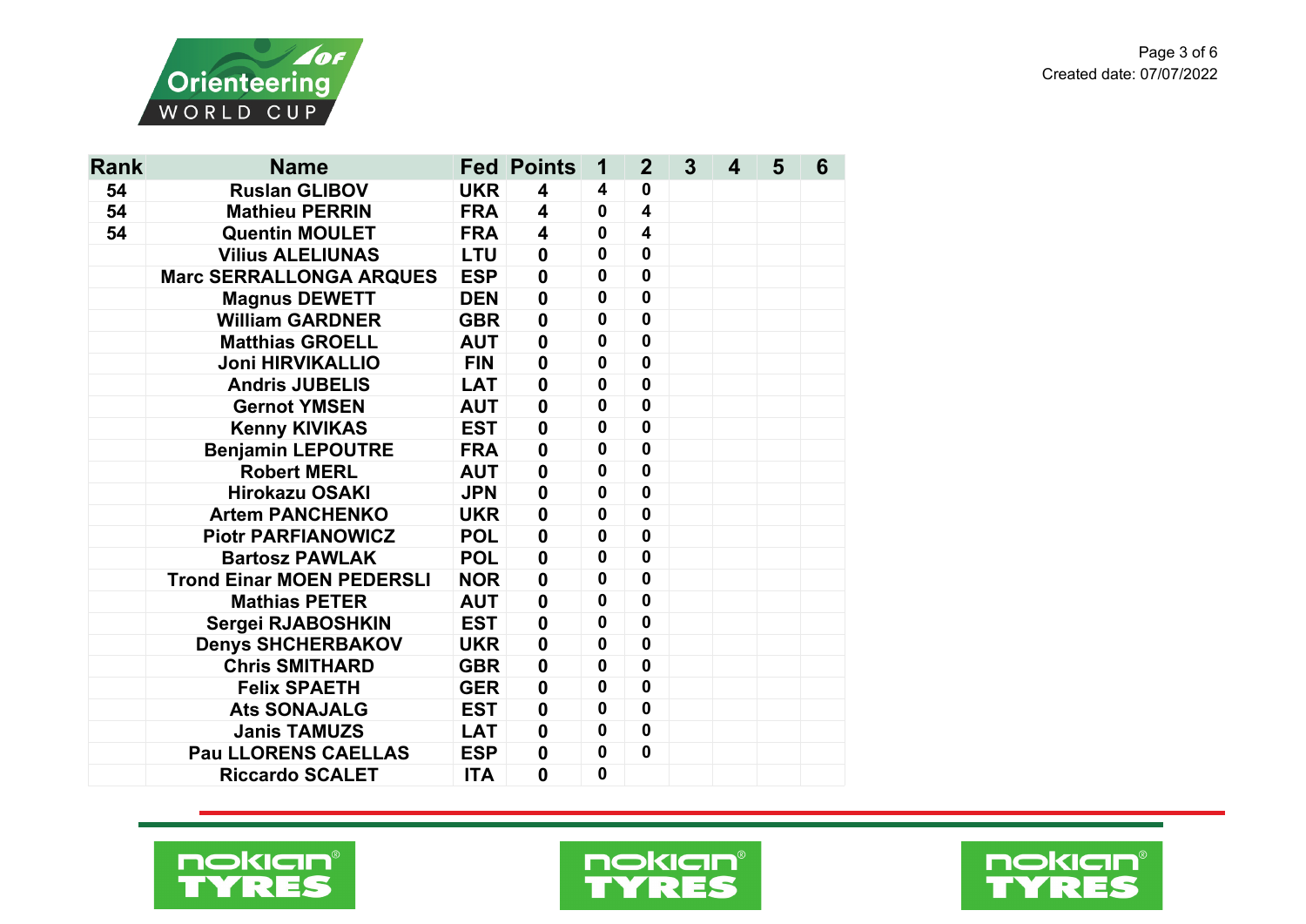| Rank | Name | Fed | Points | 1 | 2 | 3 | 4 | 5 | 6 |
|---|---|---|---|---|---|---|---|---|---|
| 54 | Ruslan GLIBOV | UKR | 4 | 4 | 0 | | | | |
| 54 | Mathieu PERRIN | FRA | 4 | 0 | 4 | | | | |
| 54 | Quentin MOULET | FRA | 4 | 0 | 4 | | | | |
| | Vilius ALELIUNAS | LTU | 0 | 0 | 0 | | | | |
| | Marc SERRALLONGA ARQUES | ESP | 0 | 0 | 0 | | | | |
| | Magnus DEWETT | DEN | 0 | 0 | 0 | | | | |
| | William GARDNER | GBR | 0 | 0 | 0 | | | | |
| | Matthias GROELL | AUT | 0 | 0 | 0 | | | | |
| | Joni HIRVIKALLIO | FIN | 0 | 0 | 0 | | | | |
| | Andris JUBELIS | LAT | 0 | 0 | 0 | | | | |
| | Gernot YMSEN | AUT | 0 | 0 | 0 | | | | |
| | Kenny KIVIKAS | EST | 0 | 0 | 0 | | | | |
| | Benjamin LEPOUTRE | FRA | 0 | 0 | 0 | | | | |
| | Robert MERL | AUT | 0 | 0 | 0 | | | | |
| | Hirokazu OSAKI | JPN | 0 | 0 | 0 | | | | |
| | Artem PANCHENKO | UKR | 0 | 0 | 0 | | | | |
| | Piotr PARFIANOWICZ | POL | 0 | 0 | 0 | | | | |
| | Bartosz PAWLAK | POL | 0 | 0 | 0 | | | | |
| | Trond Einar MOEN PEDERSLI | NOR | 0 | 0 | 0 | | | | |
| | Mathias PETER | AUT | 0 | 0 | 0 | | | | |
| | Sergei RJABOSHKIN | EST | 0 | 0 | 0 | | | | |
| | Denys SHCHERBAKOV | UKR | 0 | 0 | 0 | | | | |
| | Chris SMITHARD | GBR | 0 | 0 | 0 | | | | |
| | Felix SPAETH | GER | 0 | 0 | 0 | | | | |
| | Ats SONAJALG | EST | 0 | 0 | 0 | | | | |
| | Janis TAMUZS | LAT | 0 | 0 | 0 | | | | |
| | Pau LLORENS CAELLAS | ESP | 0 | 0 | 0 | | | | |
| | Riccardo SCALET | ITA | 0 | 0 | | | | | |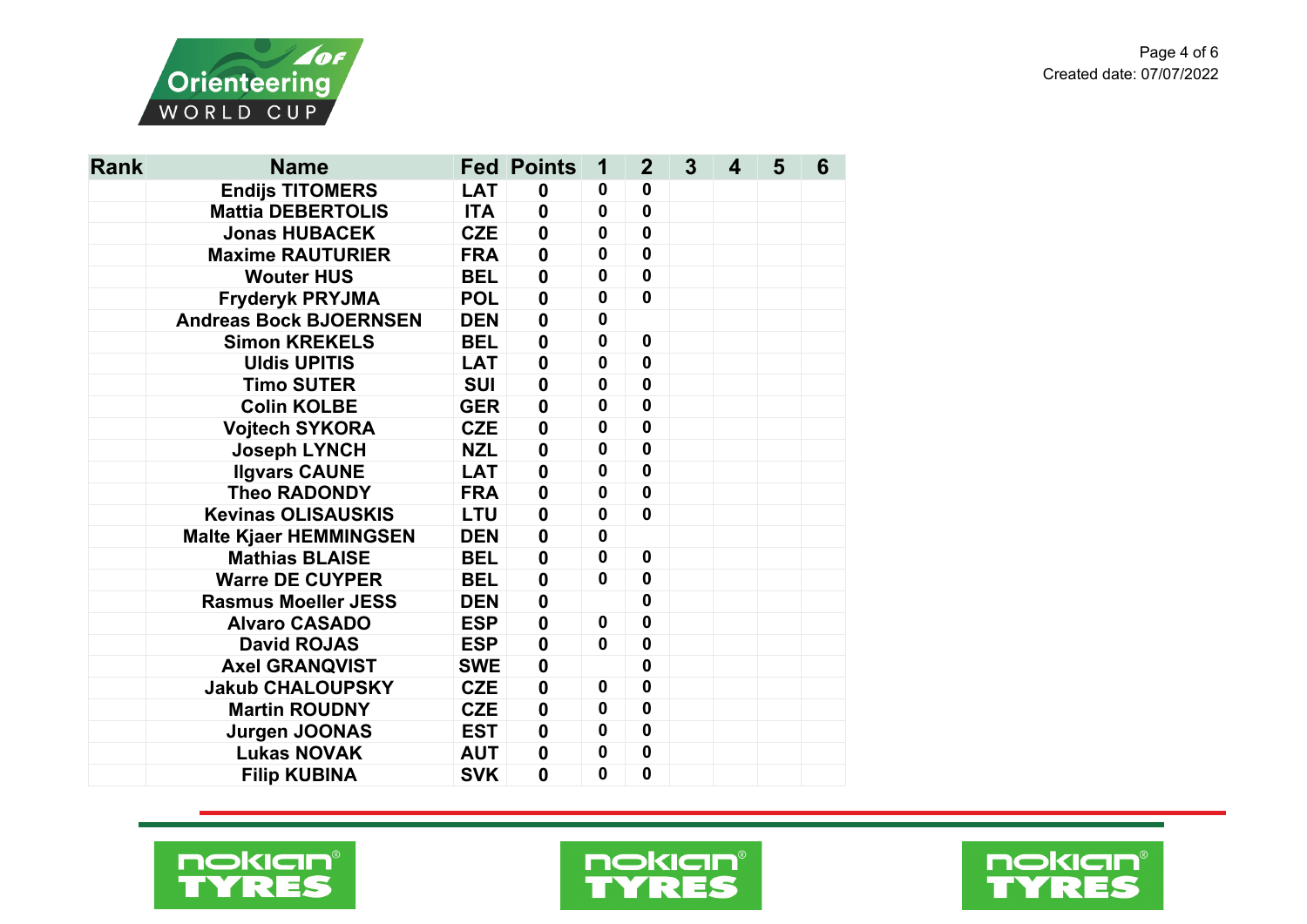| Rank | Name | Fed | Points | 1 | 2 | 3 | 4 | 5 | 6 |
|---|---|---|---|---|---|---|---|---|---|
| | Endijs TITOMERS | LAT | 0 | 0 | 0 | | | | |
| | Mattia DEBERTOLIS | ITA | 0 | 0 | 0 | | | | |
| | Jonas HUBACEK | CZE | 0 | 0 | 0 | | | | |
| | Maxime RAUTURIER | FRA | 0 | 0 | 0 | | | | |
| | Wouter HUS | BEL | 0 | 0 | 0 | | | | |
| | Fryderyk PRYJMA | POL | 0 | 0 | 0 | | | | |
| | Andreas Bock BJOERNSEN | DEN | 0 | 0 | | | | | |
| | Simon KREKELS | BEL | 0 | 0 | 0 | | | | |
| | Uldis UPITIS | LAT | 0 | 0 | 0 | | | | |
| | Timo SUTER | SUI | 0 | 0 | 0 | | | | |
| | Colin KOLBE | GER | 0 | 0 | 0 | | | | |
| | Vojtech SYKORA | CZE | 0 | 0 | 0 | | | | |
| | Joseph LYNCH | NZL | 0 | 0 | 0 | | | | |
| | Ilgvars CAUNE | LAT | 0 | 0 | 0 | | | | |
| | Theo RADONDY | FRA | 0 | 0 | 0 | | | | |
| | Kevinas OLISAUSKIS | LTU | 0 | 0 | 0 | | | | |
| | Malte Kjaer HEMMINGSEN | DEN | 0 | 0 | | | | | |
| | Mathias BLAISE | BEL | 0 | 0 | 0 | | | | |
| | Warre DE CUYPER | BEL | 0 | 0 | 0 | | | | |
| | Rasmus Moeller JESS | DEN | 0 | | 0 | | | | |
| | Alvaro CASADO | ESP | 0 | 0 | 0 | | | | |
| | David ROJAS | ESP | 0 | 0 | 0 | | | | |
| | Axel GRANQVIST | SWE | 0 | | 0 | | | | |
| | Jakub CHALOUPSKY | CZE | 0 | 0 | 0 | | | | |
| | Martin ROUDNY | CZE | 0 | 0 | 0 | | | | |
| | Jurgen JOONAS | EST | 0 | 0 | 0 | | | | |
| | Lukas NOVAK | AUT | 0 | 0 | 0 | | | | |
| | Filip KUBINA | SVK | 0 | 0 | 0 | | | | |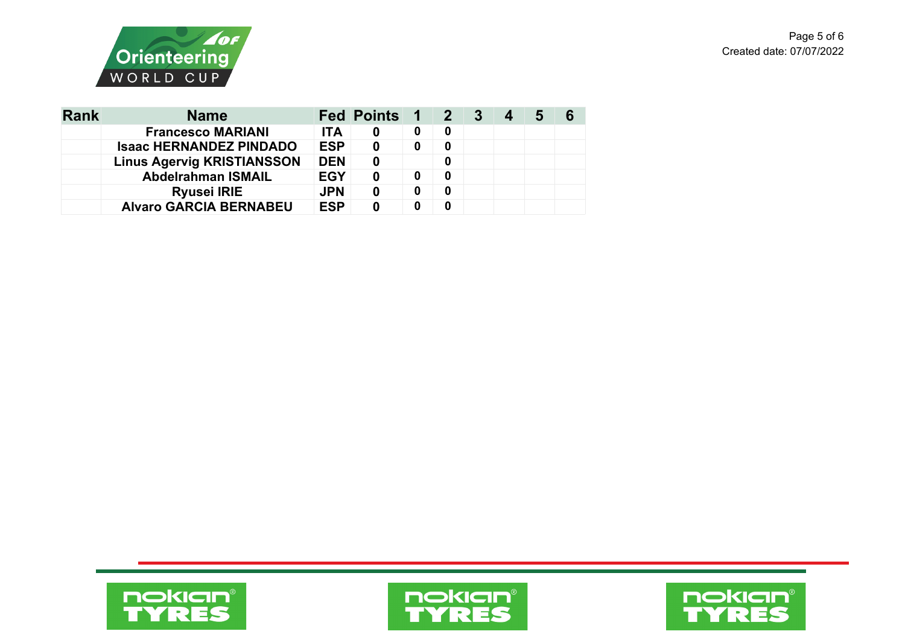| Rank | Name | Fed | Points | 1 | 2 | 3 | 4 | 5 | 6 |
|---|---|---|---|---|---|---|---|---|---|
| | Francesco MARIANI | ITA | 0 | 0 | 0 | | | | |
| | Isaac HERNANDEZ PINDADO | ESP | 0 | 0 | 0 | | | | |
| | Linus Agervig KRISTIANSSON | DEN | 0 | | 0 | | | | |
| | Abdelrahman ISMAIL | EGY | 0 | 0 | 0 | | | | |
| | Ryusei IRIE | JPN | 0 | 0 | 0 | | | | |
| | Alvaro GARCIA BERNABEU | ESP | 0 | 0 | 0 | | | | |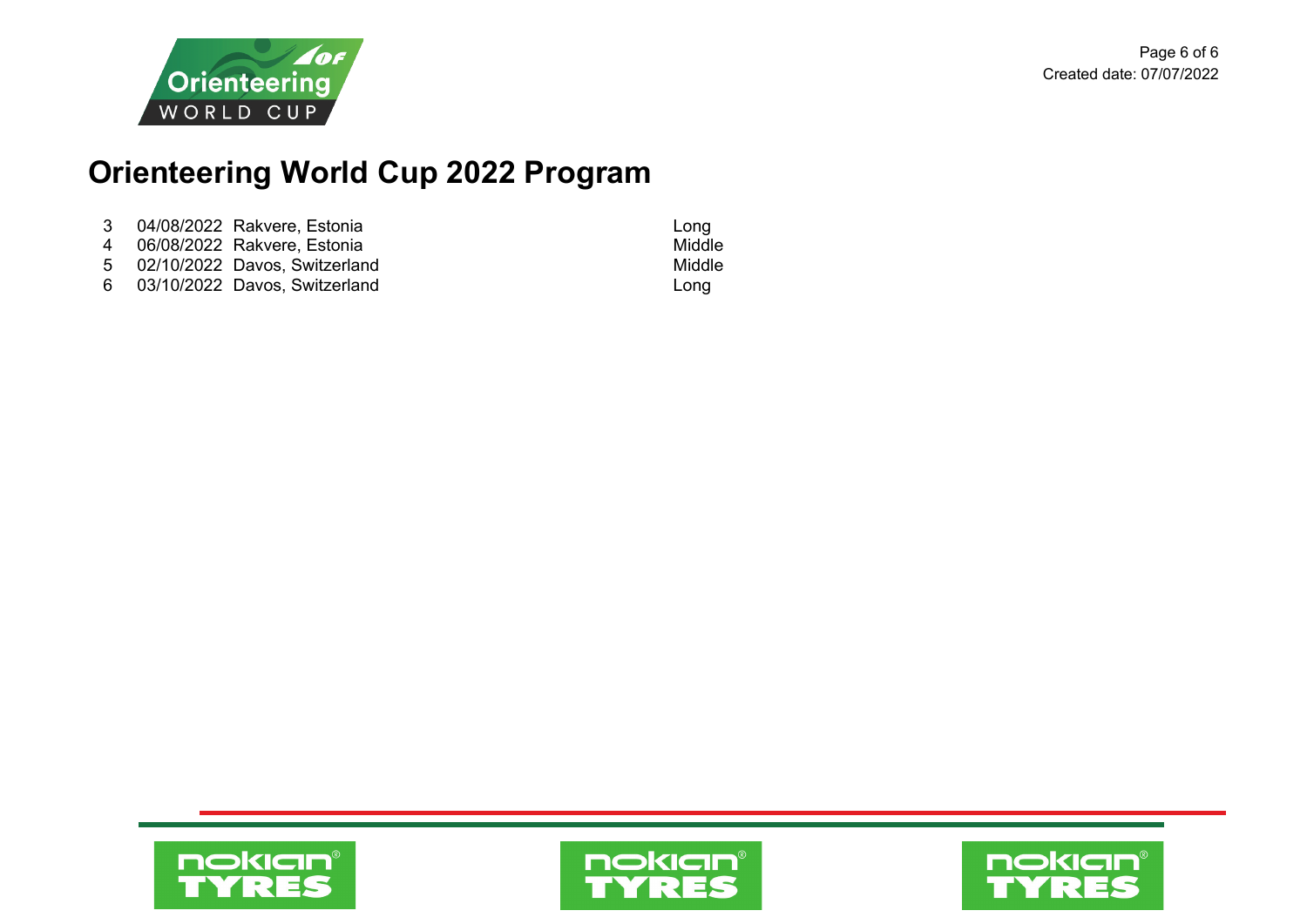# Orienteering World Cup 2022 Program

| | | | |
|---|---|---|---|
| 3 | 04/08/2022 | Rakvere, Estonia | Long |
| 4 | 06/08/2022 | Rakvere, Estonia | Middle |
| 5 | 02/10/2022 | Davos, Switzerland | Middle |
| 6 | 03/10/2022 | Davos, Switzerland | Long |